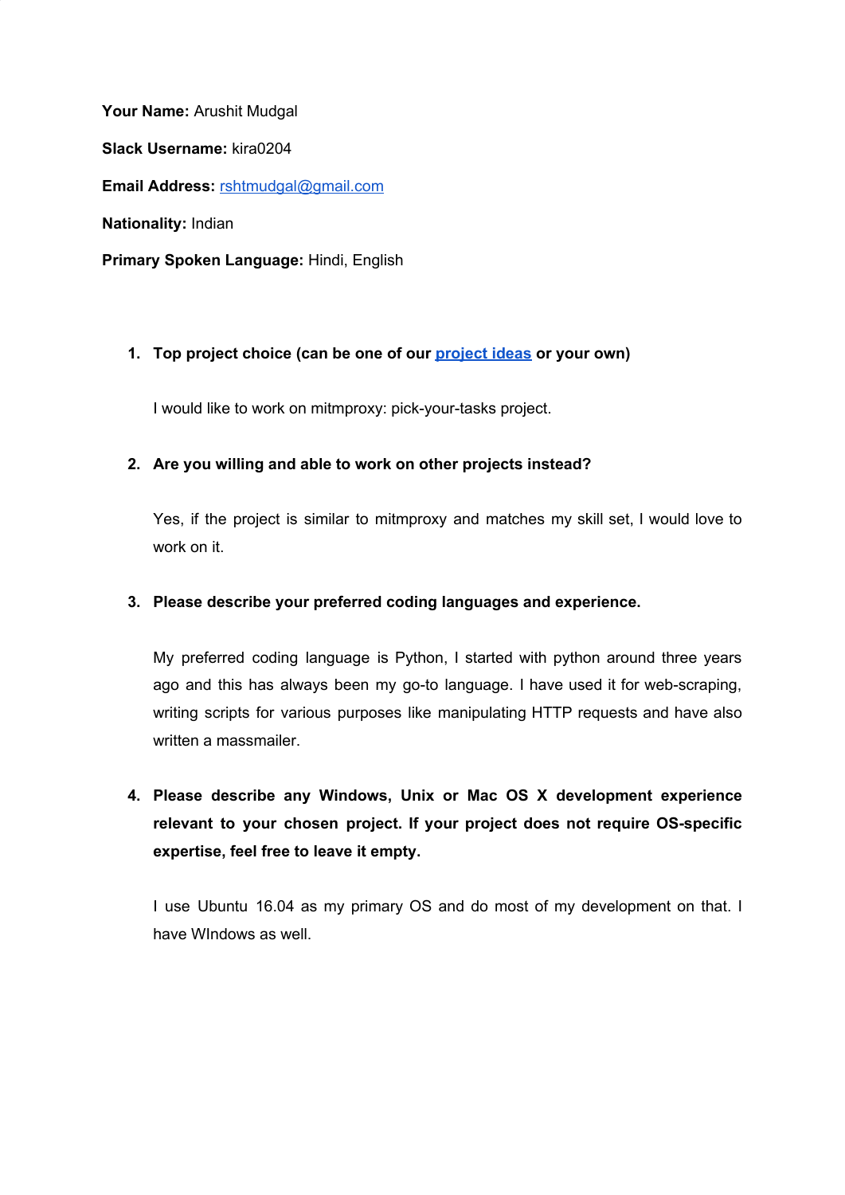**Your Name:** Arushit Mudgal

**Slack Username:** kira0204

**Email Address:** [rshtmudgal@gmail.com](mailto:rshtmudgal@gmail.com)

**Nationality:** Indian

**Primary Spoken Language:** Hindi, English

1. **Top project choice (can be one of our [project ideas](#) or your own)**

   I would like to work on mitmproxy: pick-your-tasks project.

2. **Are you willing and able to work on other projects instead?**

   Yes, if the project is similar to mitmproxy and matches my skill set, I would love to work on it.

3. **Please describe your preferred coding languages and experience.**

   My preferred coding language is Python, I started with python around three years ago and this has always been my go-to language. I have used it for web-scraping, writing scripts for various purposes like manipulating HTTP requests and have also written a massmailer.

4. **Please describe any Windows, Unix or Mac OS X development experience relevant to your chosen project. If your project does not require OS-specific expertise, feel free to leave it empty.**

   I use Ubuntu 16.04 as my primary OS and do most of my development on that. I have WIndows as well.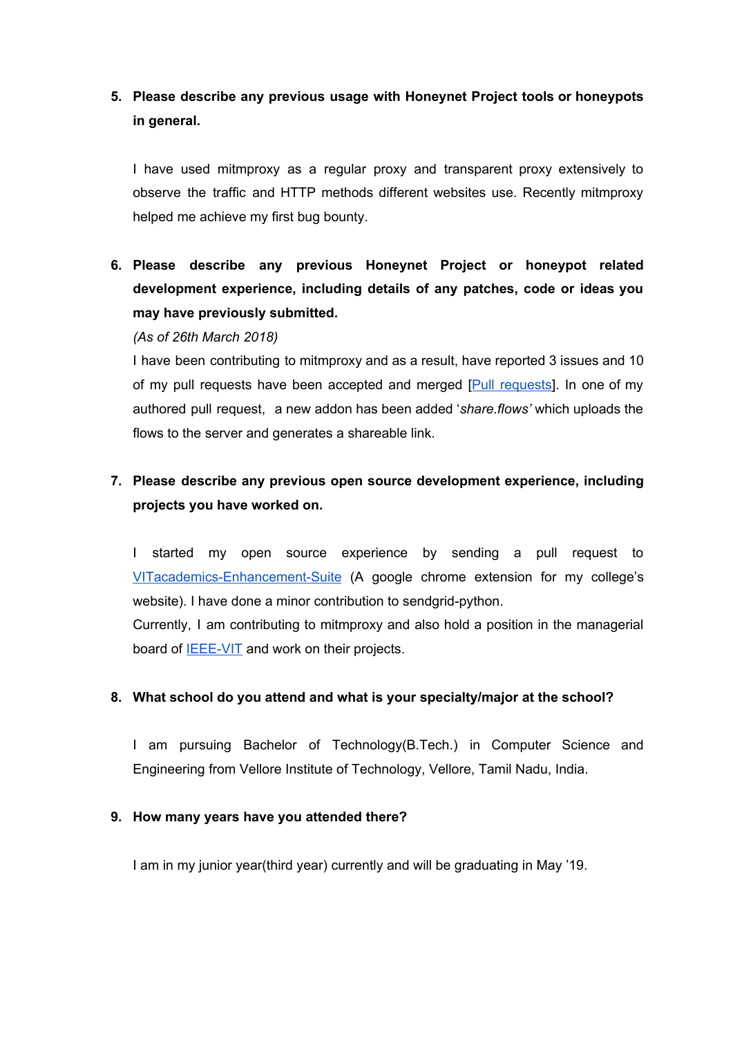5. **Please describe any previous usage with Honeynet Project tools or honeypots in general.**

   I have used mitmproxy as a regular proxy and transparent proxy extensively to observe the traffic and HTTP methods different websites use. Recently mitmproxy helped me achieve my first bug bounty.

6. **Please describe any previous Honeynet Project or honeypot related development experience, including details of any patches, code or ideas you may have previously submitted.**

   *(As of 26th March 2018)*

   I have been contributing to mitmproxy and as a result, have reported 3 issues and 10 of my pull requests have been accepted and merged [Pull requests]. In one of my authored pull request, a new addon has been added '*share.flows'* which uploads the flows to the server and generates a shareable link.

7. **Please describe any previous open source development experience, including projects you have worked on.**

   I started my open source experience by sending a pull request to VITacademics-Enhancement-Suite (A google chrome extension for my college's website). I have done a minor contribution to sendgrid-python.

   Currently, I am contributing to mitmproxy and also hold a position in the managerial board of IEEE-VIT and work on their projects.

8. **What school do you attend and what is your specialty/major at the school?**

   I am pursuing Bachelor of Technology(B.Tech.) in Computer Science and Engineering from Vellore Institute of Technology, Vellore, Tamil Nadu, India.

9. **How many years have you attended there?**

   I am in my junior year(third year) currently and will be graduating in May '19.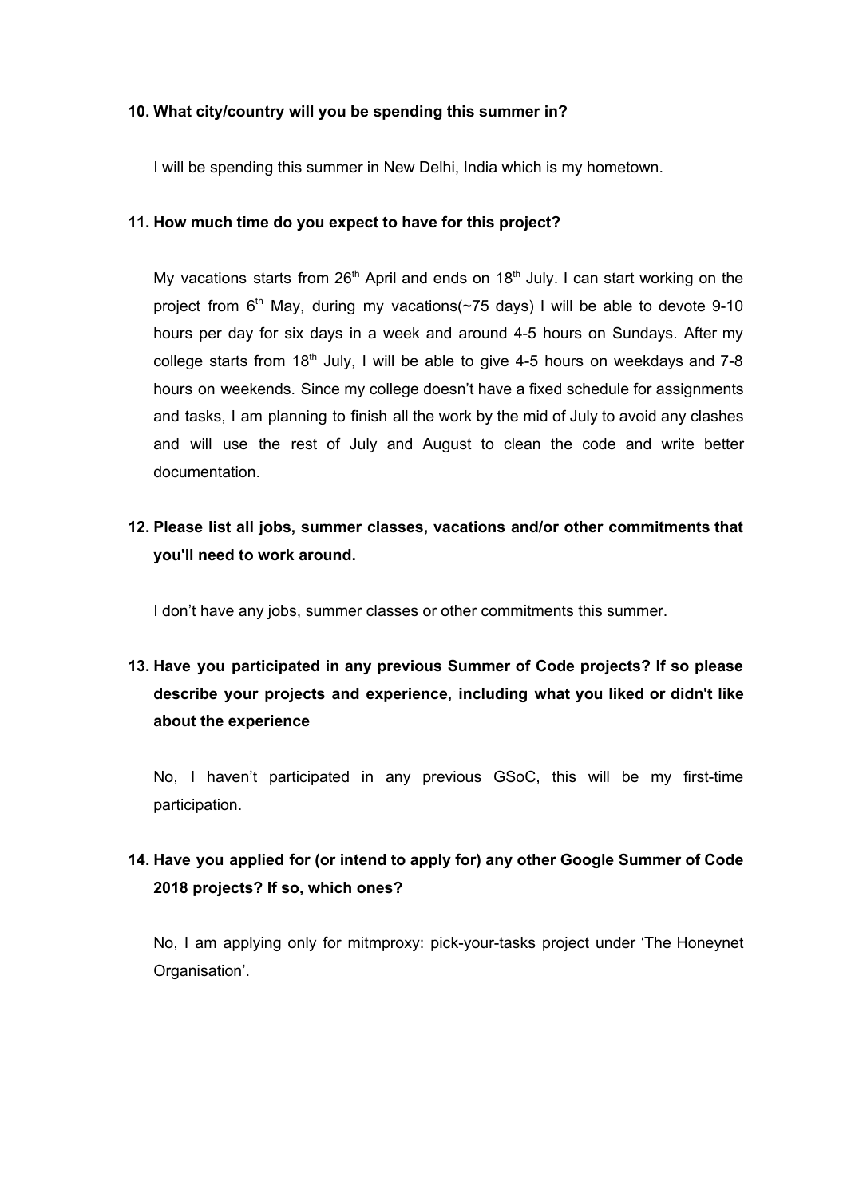**10. What city/country will you be spending this summer in?**

I will be spending this summer in New Delhi, India which is my hometown.

**11. How much time do you expect to have for this project?**

My vacations starts from 26th April and ends on 18th July. I can start working on the project from 6th May, during my vacations(~75 days) I will be able to devote 9-10 hours per day for six days in a week and around 4-5 hours on Sundays. After my college starts from 18th July, I will be able to give 4-5 hours on weekdays and 7-8 hours on weekends. Since my college doesn't have a fixed schedule for assignments and tasks, I am planning to finish all the work by the mid of July to avoid any clashes and will use the rest of July and August to clean the code and write better documentation.

**12. Please list all jobs, summer classes, vacations and/or other commitments that you'll need to work around.**

I don't have any jobs, summer classes or other commitments this summer.

**13. Have you participated in any previous Summer of Code projects? If so please describe your projects and experience, including what you liked or didn't like about the experience**

No, I haven't participated in any previous GSoC, this will be my first-time participation.

**14. Have you applied for (or intend to apply for) any other Google Summer of Code 2018 projects? If so, which ones?**

No, I am applying only for mitmproxy: pick-your-tasks project under 'The Honeynet Organisation'.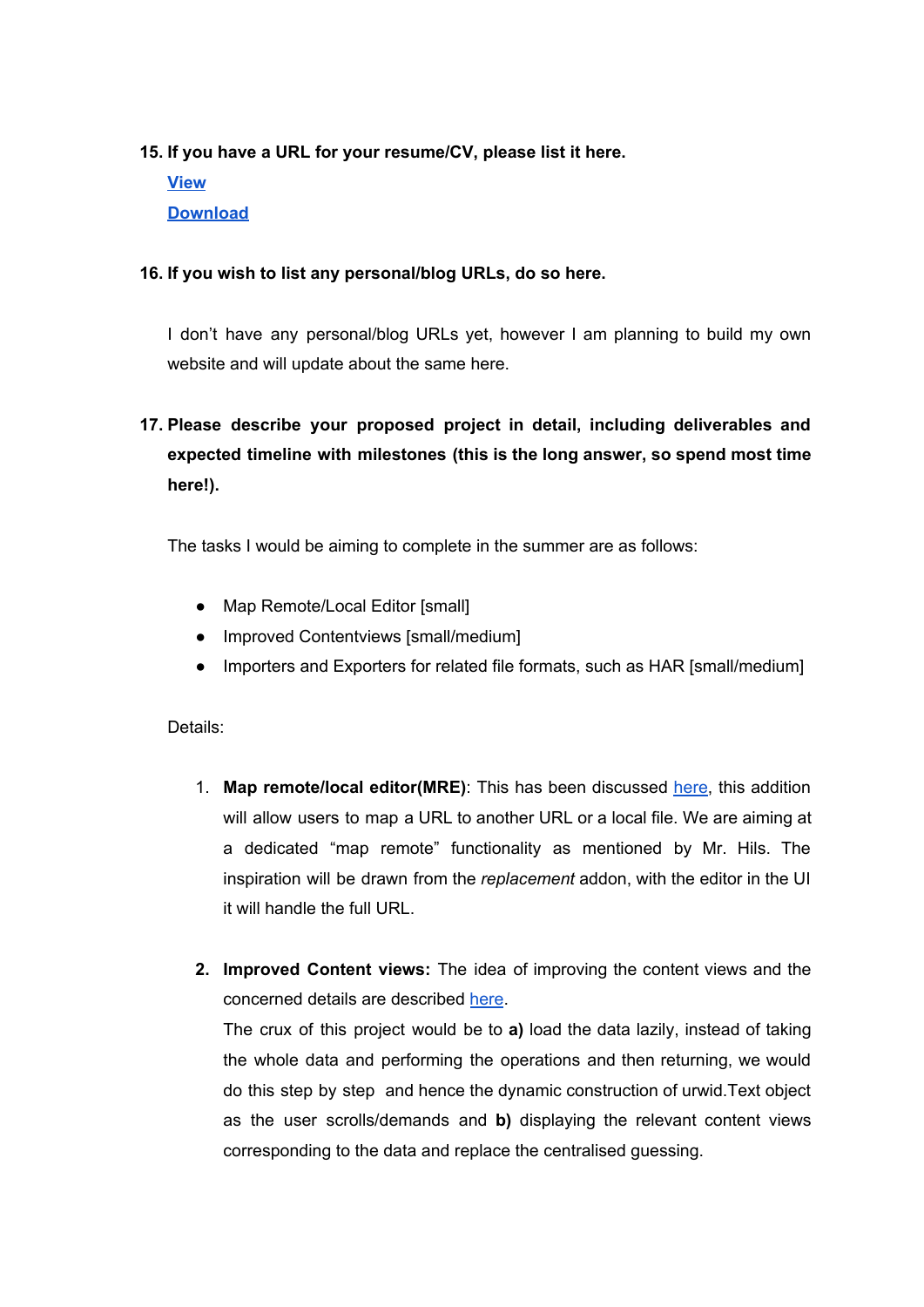**15. If you have a URL for your resume/CV, please list it here.**

[View]()

[Download]()

**16. If you wish to list any personal/blog URLs, do so here.**

I don't have any personal/blog URLs yet, however I am planning to build my own website and will update about the same here.

**17. Please describe your proposed project in detail, including deliverables and expected timeline with milestones (this is the long answer, so spend most time here!).**

The tasks I would be aiming to complete in the summer are as follows:

- Map Remote/Local Editor [small]
- Improved Contentviews [small/medium]
- Importers and Exporters for related file formats, such as HAR [small/medium]

Details:

1. **Map remote/local editor(MRE)**: This has been discussed [here](), this addition will allow users to map a URL to another URL or a local file. We are aiming at a dedicated "map remote" functionality as mentioned by Mr. Hils. The inspiration will be drawn from the *replacement* addon, with the editor in the UI it will handle the full URL.

2. **Improved Content views:** The idea of improving the content views and the concerned details are described [here]().
   The crux of this project would be to **a)** load the data lazily, instead of taking the whole data and performing the operations and then returning, we would do this step by step and hence the dynamic construction of urwid.Text object as the user scrolls/demands and **b)** displaying the relevant content views corresponding to the data and replace the centralised guessing.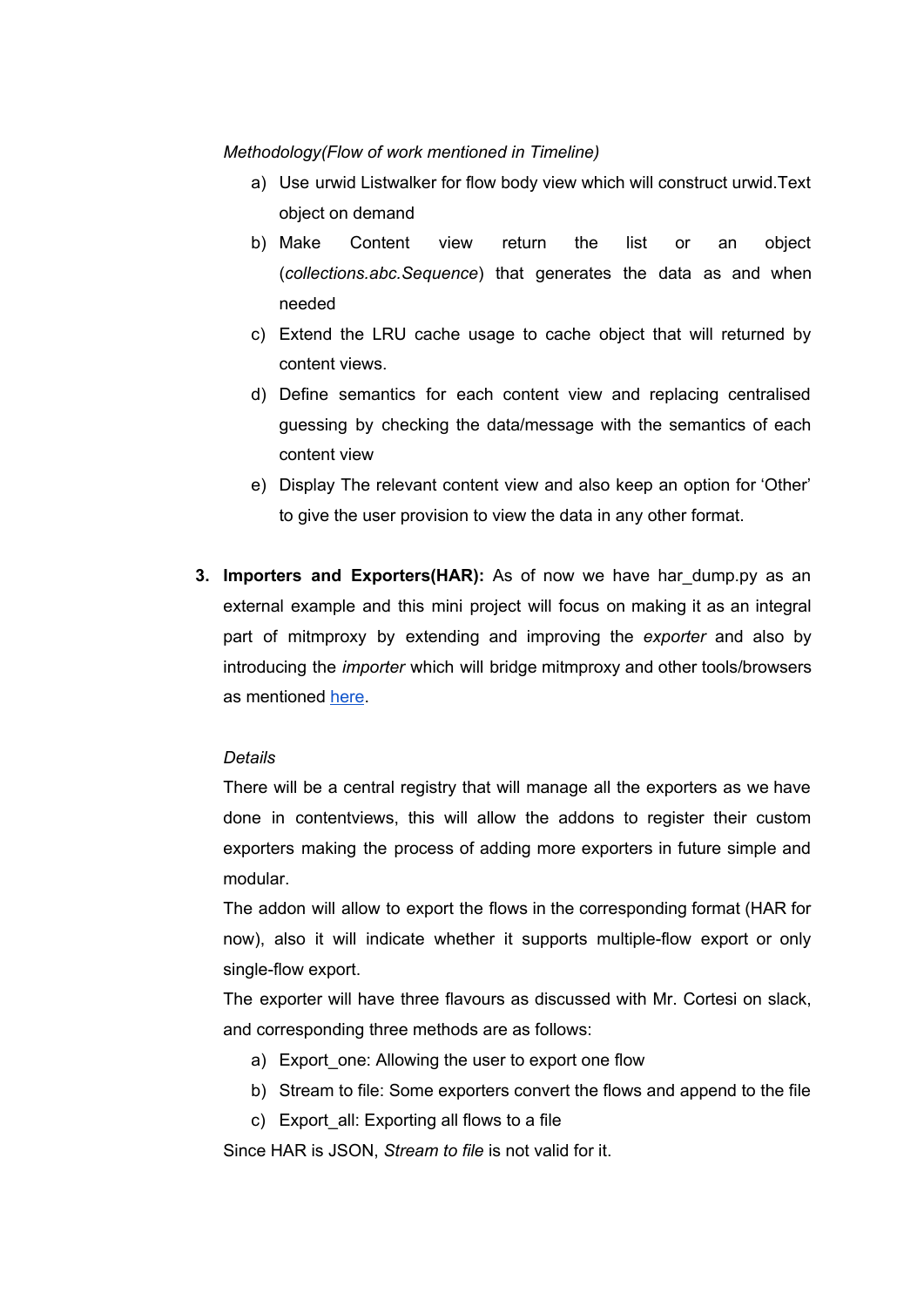*Methodology(Flow of work mentioned in Timeline)*

a) Use urwid Listwalker for flow body view which will construct urwid.Text object on demand
b) Make Content view return the list or an object (*collections.abc.Sequence*) that generates the data as and when needed
c) Extend the LRU cache usage to cache object that will returned by content views.
d) Define semantics for each content view and replacing centralised guessing by checking the data/message with the semantics of each content view
e) Display The relevant content view and also keep an option for 'Other' to give the user provision to view the data in any other format.

3. **Importers and Exporters(HAR):** As of now we have har_dump.py as an external example and this mini project will focus on making it as an integral part of mitmproxy by extending and improving the *exporter* and also by introducing the *importer* which will bridge mitmproxy and other tools/browsers as mentioned here.

   *Details*

   There will be a central registry that will manage all the exporters as we have done in contentviews, this will allow the addons to register their custom exporters making the process of adding more exporters in future simple and modular.

   The addon will allow to export the flows in the corresponding format (HAR for now), also it will indicate whether it supports multiple-flow export or only single-flow export.

   The exporter will have three flavours as discussed with Mr. Cortesi on slack, and corresponding three methods are as follows:

   a) Export_one: Allowing the user to export one flow
   b) Stream to file: Some exporters convert the flows and append to the file
   c) Export_all: Exporting all flows to a file

   Since HAR is JSON, *Stream to file* is not valid for it.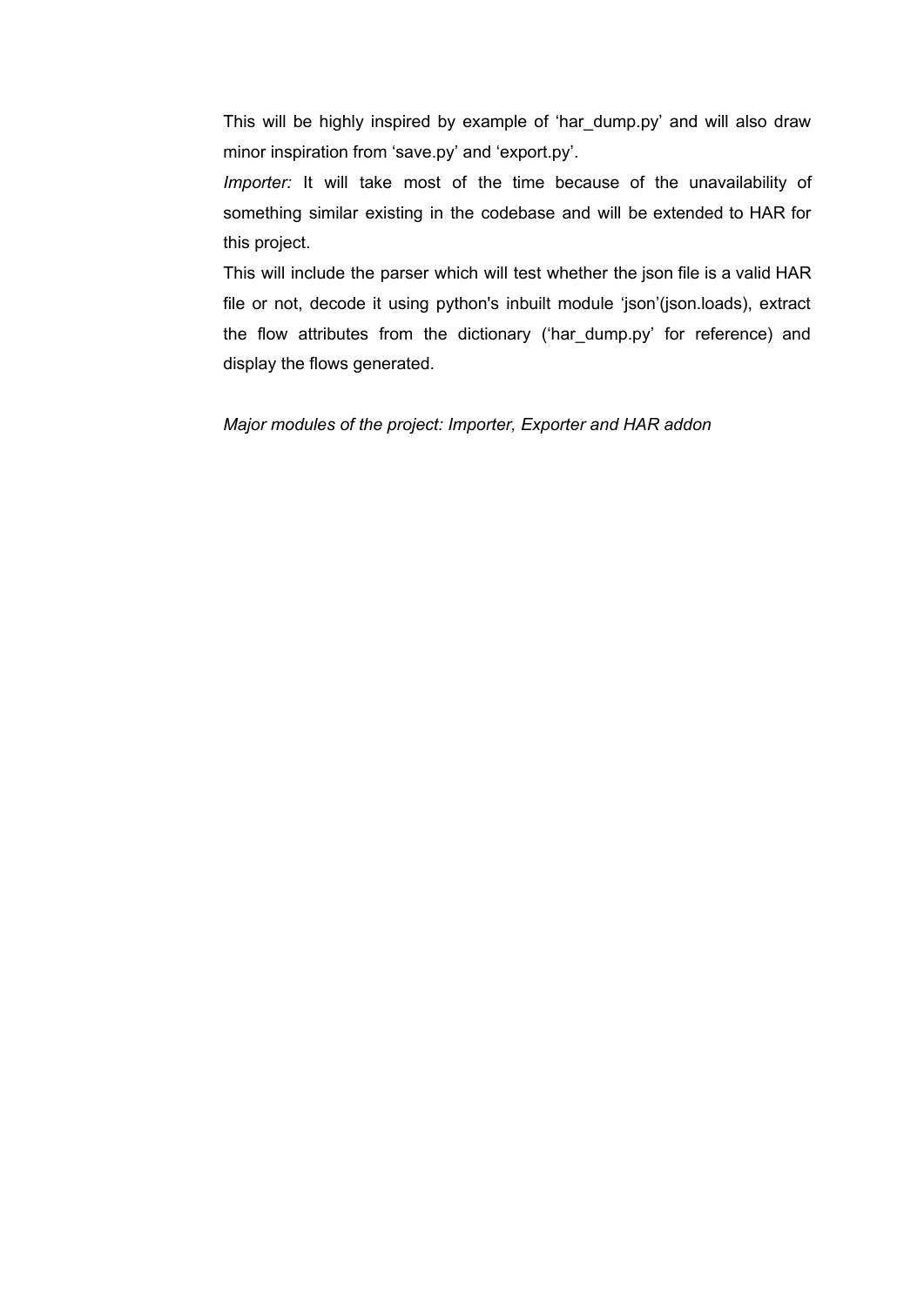This will be highly inspired by example of ‘har_dump.py’ and will also draw minor inspiration from ‘save.py’ and ‘export.py’.

*Importer:* It will take most of the time because of the unavailability of something similar existing in the codebase and will be extended to HAR for this project.

This will include the parser which will test whether the json file is a valid HAR file or not, decode it using python's inbuilt module ‘json’(json.loads), extract the flow attributes from the dictionary (‘har_dump.py’ for reference) and display the flows generated.

*Major modules of the project: Importer, Exporter and HAR addon*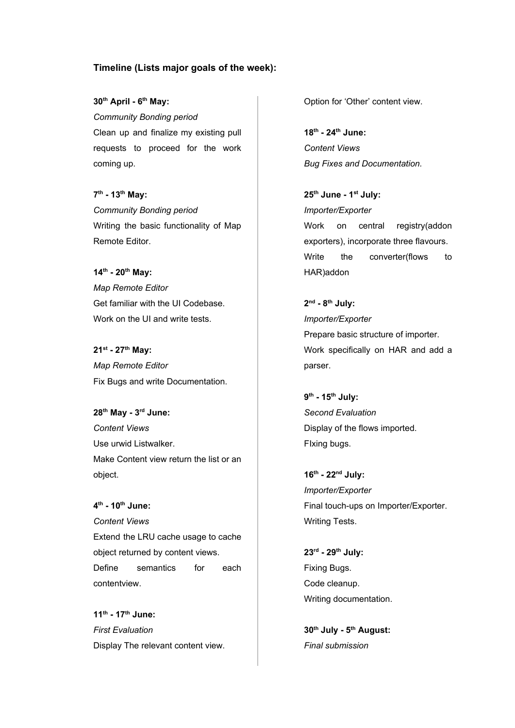### Timeline (Lists major goals of the week):

**30th April - 6th May:**
*Community Bonding period*
Clean up and finalize my existing pull requests to proceed for the work coming up.

**7th - 13th May:**
*Community Bonding period*
Writing the basic functionality of Map Remote Editor.

**14th - 20th May:**
*Map Remote Editor*
Get familiar with the UI Codebase.
Work on the UI and write tests.

**21st - 27th May:**
*Map Remote Editor*
Fix Bugs and write Documentation.

**28th May - 3rd June:**
*Content Views*
Use urwid Listwalker.
Make Content view return the list or an object.

**4th - 10th June:**
*Content Views*
Extend the LRU cache usage to cache object returned by content views.
Define semantics for each contentview.

**11th - 17th June:**
*First Evaluation*
Display The relevant content view.
Option for 'Other' content view.

**18th - 24th June:**
*Content Views*
*Bug Fixes and Documentation.*

**25th June - 1st July:**
*Importer/Exporter*
Work on central registry(addon exporters), incorporate three flavours.
Write the converter(flows to HAR)addon

**2nd - 8th July:**
*Importer/Exporter*
Prepare basic structure of importer.
Work specifically on HAR and add a parser.

**9th - 15th July:**
*Second Evaluation*
Display of the flows imported.
FIxing bugs.

**16th - 22nd July:**
*Importer/Exporter*
Final touch-ups on Importer/Exporter.
Writing Tests.

**23rd - 29th July:**
Fixing Bugs.
Code cleanup.
Writing documentation.

**30th July - 5th August:**
*Final submission*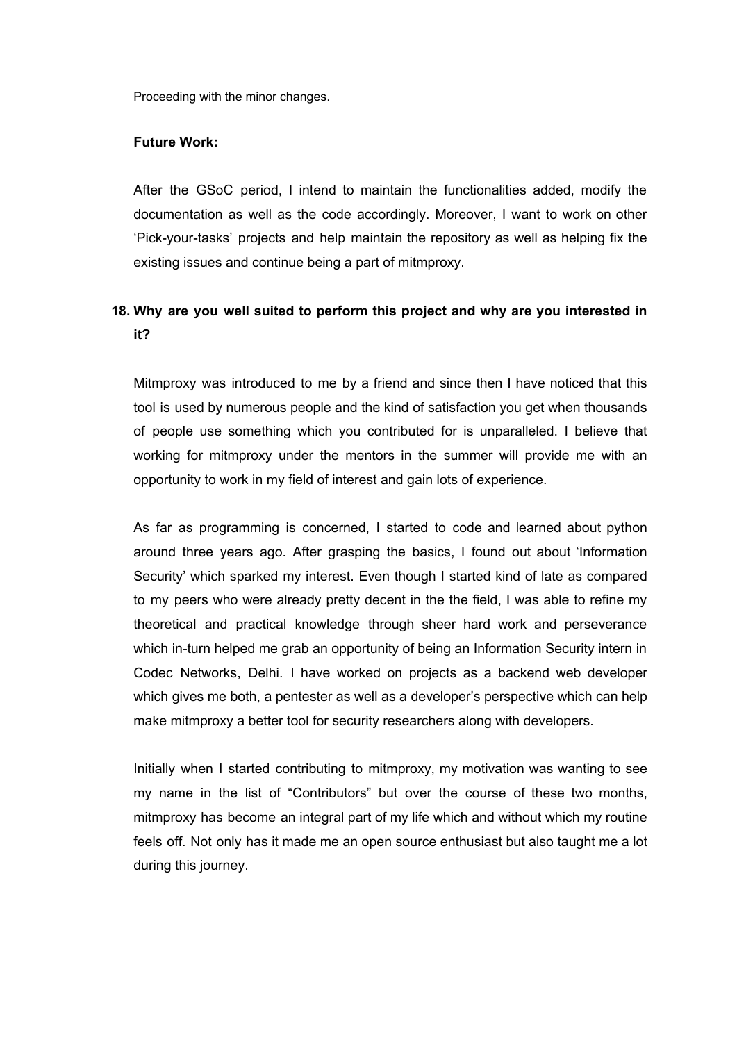Proceeding with the minor changes.

**Future Work:**

After the GSoC period, I intend to maintain the functionalities added, modify the documentation as well as the code accordingly. Moreover, I want to work on other 'Pick-your-tasks' projects and help maintain the repository as well as helping fix the existing issues and continue being a part of mitmproxy.

**18. Why are you well suited to perform this project and why are you interested in it?**

Mitmproxy was introduced to me by a friend and since then I have noticed that this tool is used by numerous people and the kind of satisfaction you get when thousands of people use something which you contributed for is unparalleled. I believe that working for mitmproxy under the mentors in the summer will provide me with an opportunity to work in my field of interest and gain lots of experience.

As far as programming is concerned, I started to code and learned about python around three years ago. After grasping the basics, I found out about 'Information Security' which sparked my interest. Even though I started kind of late as compared to my peers who were already pretty decent in the the field, I was able to refine my theoretical and practical knowledge through sheer hard work and perseverance which in-turn helped me grab an opportunity of being an Information Security intern in Codec Networks, Delhi. I have worked on projects as a backend web developer which gives me both, a pentester as well as a developer's perspective which can help make mitmproxy a better tool for security researchers along with developers.

Initially when I started contributing to mitmproxy, my motivation was wanting to see my name in the list of "Contributors" but over the course of these two months, mitmproxy has become an integral part of my life which and without which my routine feels off. Not only has it made me an open source enthusiast but also taught me a lot during this journey.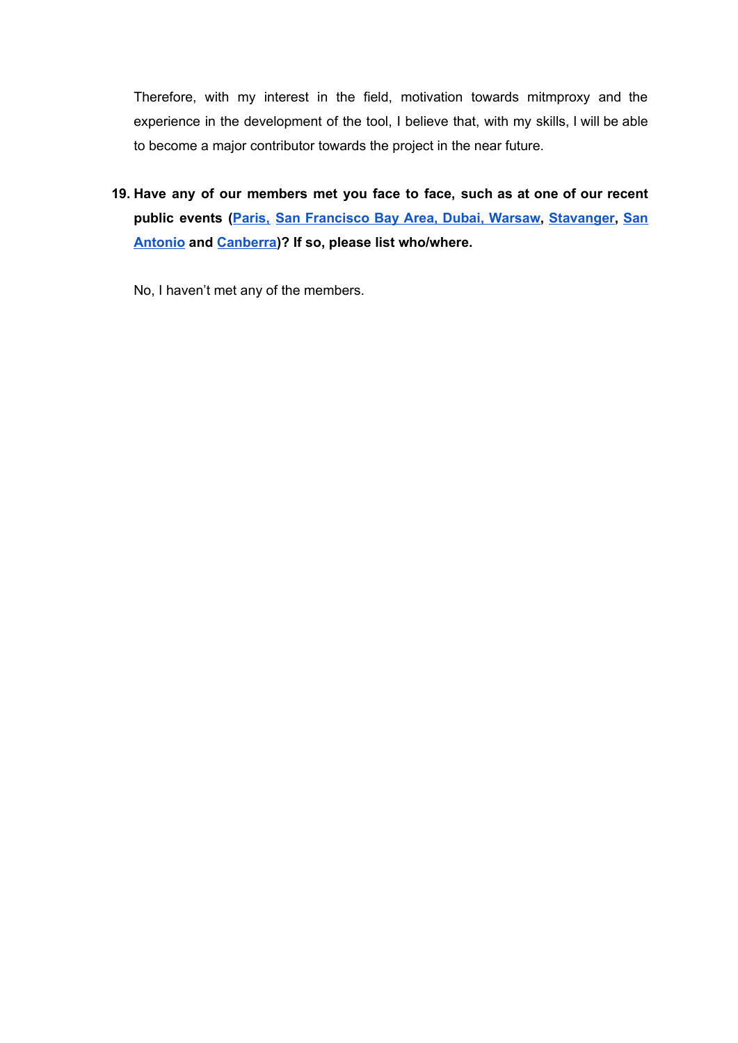Therefore, with my interest in the field, motivation towards mitmproxy and the experience in the development of the tool, I believe that, with my skills, I will be able to become a major contributor towards the project in the near future.

19. **Have any of our members met you face to face, such as at one of our recent public events (Paris, San Francisco Bay Area, Dubai, Warsaw, Stavanger, San Antonio and Canberra)? If so, please list who/where.**

    No, I haven't met any of the members.